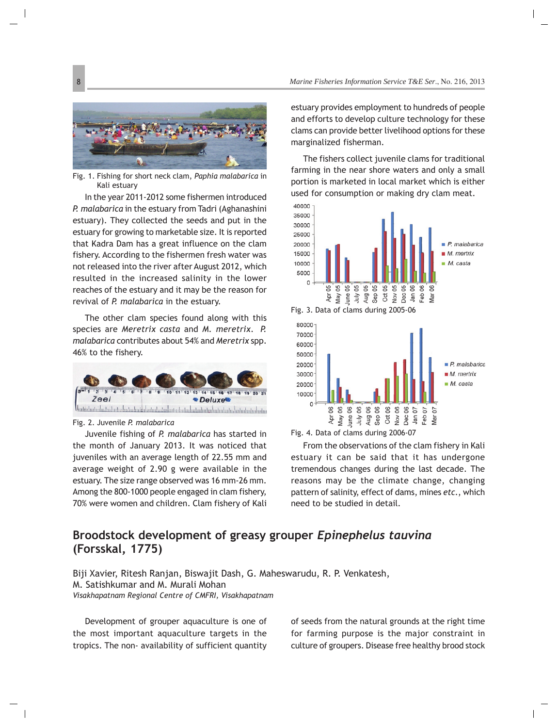Fig. 1. Fishing for short neck clam, *Paphia malabarica* in Kali estuary

In the year 2011-2012 some fishermen introduced *P. malabarica* in the estuary from Tadri (Aghanashini estuary). They collected the seeds and put in the estuary for growing to marketable size. It is reported that Kadra Dam has a great influence on the clam fishery. According to the fishermen fresh water was not released into the river after August 2012, which resulted in the increased salinity in the lower reaches of the estuary and it may be the reason for revival of *P. malabarica* in the estuary.

The other clam species found along with this species are *Meretrix casta* and *M. meretrix*. *P. malabarica* contributes about 54% and *Meretrix* spp. 46% to the fishery.

Fig. 2. Juvenile *P. malabarica*

Juvenile fishing of *P. malabarica* has started in the month of January 2013. It was noticed that juveniles with an average length of 22.55 mm and average weight of 2.90 g were available in the estuary. The size range observed was 16 mm-26 mm. Among the 800-1000 people engaged in clam fishery, 70% were women and children. Clam fishery of Kali estuary provides employment to hundreds of people and efforts to develop culture technology for these clams can provide better livelihood options for these marginalized fisherman.

The fishers collect juvenile clams for traditional farming in the near shore waters and only a small portion is marketed in local market which is either used for consumption or making dry clam meat.

Fig. 3. Data of clams during 2005-06

Fig. 4. Data of clams during 2006-07

From the observations of the clam fishery in Kali estuary it can be said that it has undergone tremendous changes during the last decade. The reasons may be the climate change, changing pattern of salinity, effect of dams, mines *etc.*, which need to be studied in detail.

## Broodstock development of greasy grouper *Epinephelus tauvina* (Forsskal, 1775)

Biji Xavier, Ritesh Ranjan, Biswajit Dash, G. Maheswarudu, R. P. Venkatesh, M. Satishkumar and M. Murali Mohan

*Visakhapatnam Regional Centre of CMFRI, Visakhapatnam*

Development of grouper aquaculture is one of the most important aquaculture targets in the tropics. The non- availability of sufficient quantity of seeds from the natural grounds at the right time for farming purpose is the major constraint in culture of groupers. Disease free healthy brood stock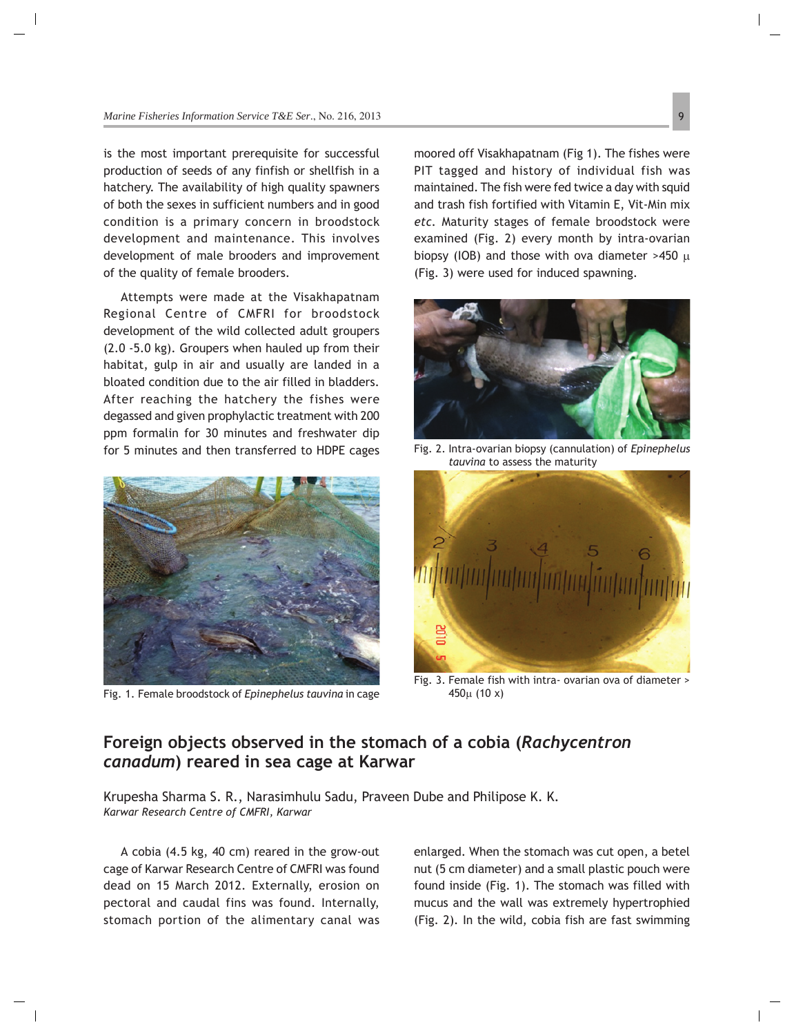is the most important prerequisite for successful production of seeds of any finfish or shellfish in a hatchery. The availability of high quality spawners of both the sexes in sufficient numbers and in good condition is a primary concern in broodstock development and maintenance. This involves development of male brooders and improvement of the quality of female brooders.

Attempts were made at the Visakhapatnam Regional Centre of CMFRI for broodstock development of the wild collected adult groupers (2.0 -5.0 kg). Groupers when hauled up from their habitat, gulp in air and usually are landed in a bloated condition due to the air filled in bladders. After reaching the hatchery the fishes were degassed and given prophylactic treatment with 200 ppm formalin for 30 minutes and freshwater dip for 5 minutes and then transferred to HDPE cages moored off Visakhapatnam (Fig 1). The fishes were PIT tagged and history of individual fish was maintained. The fish were fed twice a day with squid and trash fish fortified with Vitamin E, Vit-Min mix *etc.* Maturity stages of female broodstock were examined (Fig. 2) every month by intra-ovarian biopsy (IOB) and those with ova diameter >450 μ (Fig. 3) were used for induced spawning.

Fig. 1. Female broodstock of *Epinephelus tauvina* in cage

Fig. 2. Intra-ovarian biopsy (cannulation) of *Epinephelus tauvina* to assess the maturity

Fig. 3. Female fish with intra- ovarian ova of diameter > 450μ (10 x)

## Foreign objects observed in the stomach of a cobia (*Rachycentron canadum*) reared in sea cage at Karwar

Krupesha Sharma S. R., Narasimhulu Sadu, Praveen Dube and Philipose K. K.
*Karwar Research Centre of CMFRI, Karwar*

A cobia (4.5 kg, 40 cm) reared in the grow-out cage of Karwar Research Centre of CMFRI was found dead on 15 March 2012. Externally, erosion on pectoral and caudal fins was found. Internally, stomach portion of the alimentary canal was enlarged. When the stomach was cut open, a betel nut (5 cm diameter) and a small plastic pouch were found inside (Fig. 1). The stomach was filled with mucus and the wall was extremely hypertrophied (Fig. 2). In the wild, cobia fish are fast swimming